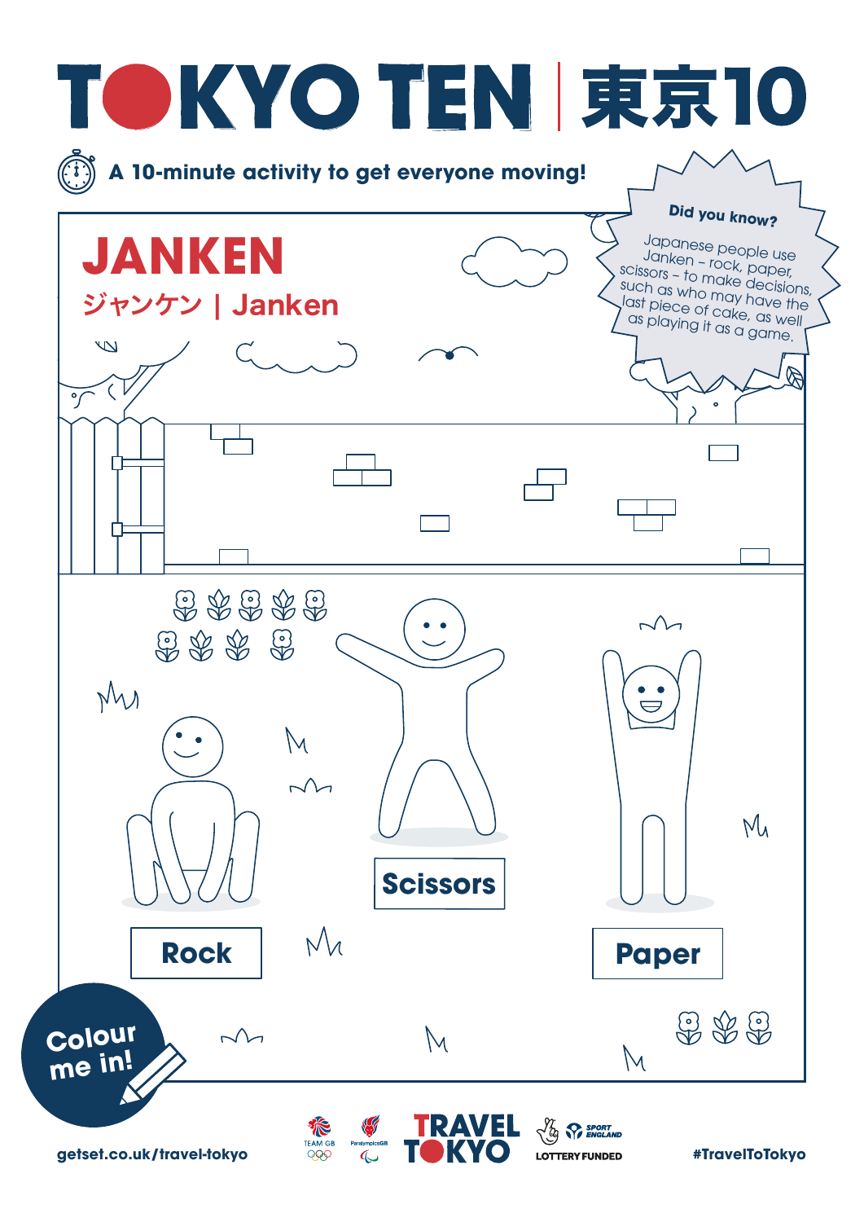# TOKYO TEN | 東京10

A 10-minute activity to get everyone moving!

## JANKEN

ジャンケン | Janken

**Did you know?**

Japanese people use Janken – rock, paper, scissors – to make decisions, such as who may have the last piece of cake, as well as playing it as a game.

Rock

Scissors

Paper

Colour me in!

getset.co.uk/travel-tokyo

TRAVEL TOKYO

LOTTERY FUNDED

#TravelToTokyo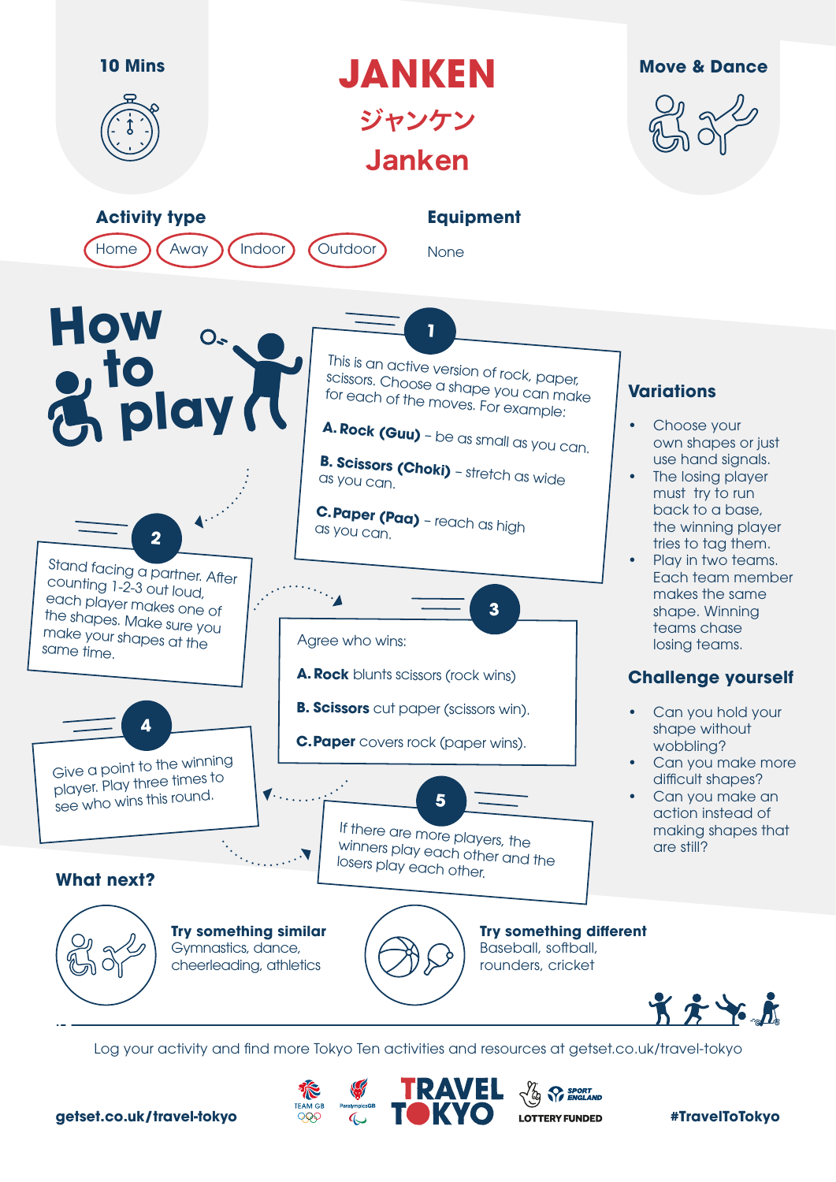10 Mins

# JANKEN

ジャンケン

Janken

Move & Dance

**Activity type**

Home | Away | Indoor | Outdoor

**Equipment**

None

## How to play

**1**

This is an active version of rock, paper, scissors. Choose a shape you can make for each of the moves. For example:

**A. Rock (Guu)** – be as small as you can.

**B. Scissors (Choki)** – stretch as wide as you can.

**C. Paper (Paa)** – reach as high as you can.

**2**

Stand facing a partner. After counting 1-2-3 out loud, each player makes one of the shapes. Make sure you make your shapes at the same time.

**3**

Agree who wins:

**A. Rock** blunts scissors (rock wins)

**B. Scissors** cut paper (scissors win).

**C. Paper** covers rock (paper wins).

**4**

Give a point to the winning player. Play three times to see who wins this round.

**5**

If there are more players, the winners play each other and the losers play each other.

## Variations

- Choose your own shapes or just use hand signals.
- The losing player must try to run back to a base, the winning player tries to tag them.
- Play in two teams. Each team member makes the same shape. Winning teams chase losing teams.

## Challenge yourself

- Can you hold your shape without wobbling?
- Can you make more difficult shapes?
- Can you make an action instead of making shapes that are still?

## What next?

**Try something similar**
Gymnastics, dance, cheerleading, athletics

**Try something different**
Baseball, softball, rounders, cricket

Log your activity and find more Tokyo Ten activities and resources at getset.co.uk/travel-tokyo

**getset.co.uk/travel-tokyo**

TRAVEL TOKYO

LOTTERY FUNDED

**#TravelToTokyo**